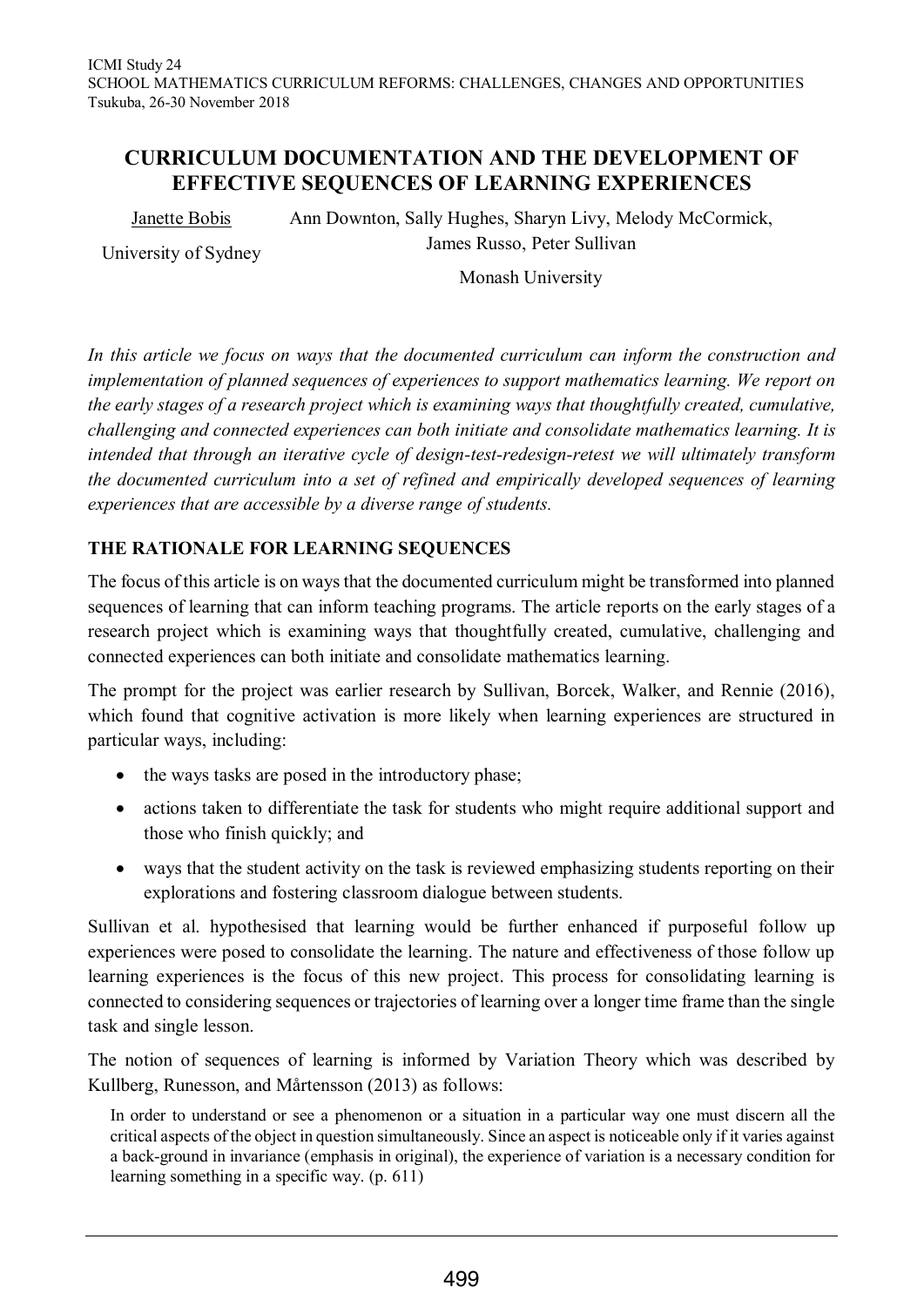# CURRICULUM DOCUMENTATION AND THE DEVELOPMENT OF EFFECTIVE SEQUENCES OF LEARNING EXPERIENCES

Janette Bobis
University of Sydney

Ann Downton, Sally Hughes, Sharyn Livy, Melody McCormick, James Russo, Peter Sullivan
Monash University

*In this article we focus on ways that the documented curriculum can inform the construction and implementation of planned sequences of experiences to support mathematics learning. We report on the early stages of a research project which is examining ways that thoughtfully created, cumulative, challenging and connected experiences can both initiate and consolidate mathematics learning. It is intended that through an iterative cycle of design-test-redesign-retest we will ultimately transform the documented curriculum into a set of refined and empirically developed sequences of learning experiences that are accessible by a diverse range of students.*

## THE RATIONALE FOR LEARNING SEQUENCES

The focus of this article is on ways that the documented curriculum might be transformed into planned sequences of learning that can inform teaching programs. The article reports on the early stages of a research project which is examining ways that thoughtfully created, cumulative, challenging and connected experiences can both initiate and consolidate mathematics learning.

The prompt for the project was earlier research by Sullivan, Borcek, Walker, and Rennie (2016), which found that cognitive activation is more likely when learning experiences are structured in particular ways, including:

- the ways tasks are posed in the introductory phase;
- actions taken to differentiate the task for students who might require additional support and those who finish quickly; and
- ways that the student activity on the task is reviewed emphasizing students reporting on their explorations and fostering classroom dialogue between students.

Sullivan et al. hypothesised that learning would be further enhanced if purposeful follow up experiences were posed to consolidate the learning. The nature and effectiveness of those follow up learning experiences is the focus of this new project. This process for consolidating learning is connected to considering sequences or trajectories of learning over a longer time frame than the single task and single lesson.

The notion of sequences of learning is informed by Variation Theory which was described by Kullberg, Runesson, and Mårtensson (2013) as follows:

> In order to understand or see a phenomenon or a situation in a particular way one must discern all the critical aspects of the object in question simultaneously. Since an aspect is noticeable only if it varies against a back-ground in invariance (emphasis in original), the experience of variation is a necessary condition for learning something in a specific way. (p. 611)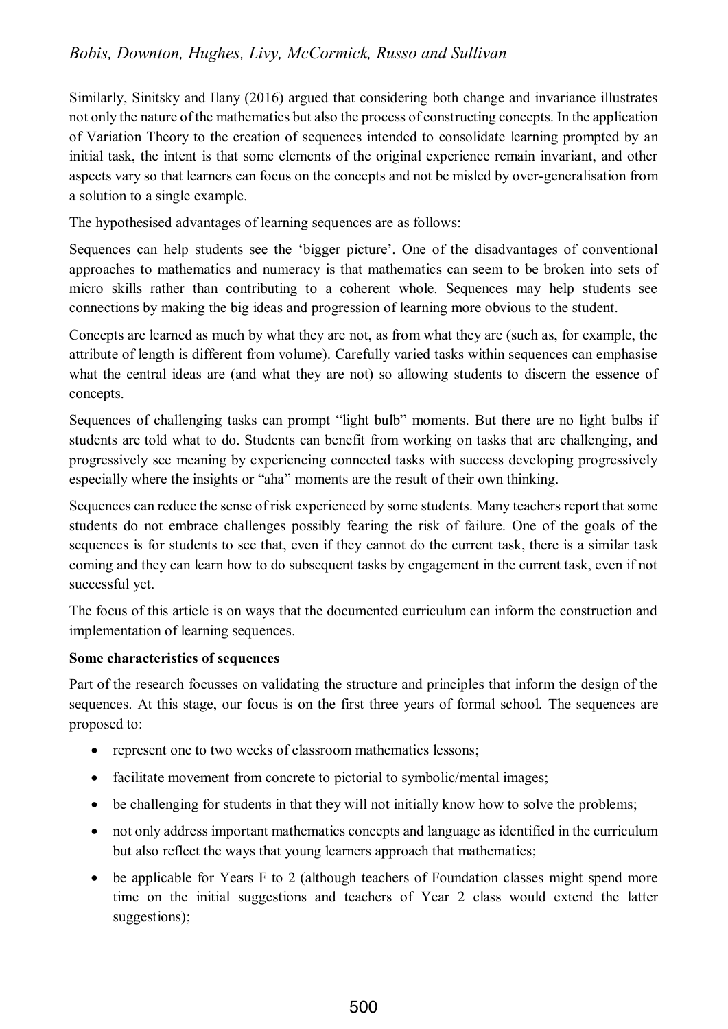Similarly, Sinitsky and Ilany (2016) argued that considering both change and invariance illustrates not only the nature of the mathematics but also the process of constructing concepts. In the application of Variation Theory to the creation of sequences intended to consolidate learning prompted by an initial task, the intent is that some elements of the original experience remain invariant, and other aspects vary so that learners can focus on the concepts and not be misled by over-generalisation from a solution to a single example.

The hypothesised advantages of learning sequences are as follows:

Sequences can help students see the 'bigger picture'. One of the disadvantages of conventional approaches to mathematics and numeracy is that mathematics can seem to be broken into sets of micro skills rather than contributing to a coherent whole. Sequences may help students see connections by making the big ideas and progression of learning more obvious to the student.

Concepts are learned as much by what they are not, as from what they are (such as, for example, the attribute of length is different from volume). Carefully varied tasks within sequences can emphasise what the central ideas are (and what they are not) so allowing students to discern the essence of concepts.

Sequences of challenging tasks can prompt "light bulb" moments. But there are no light bulbs if students are told what to do. Students can benefit from working on tasks that are challenging, and progressively see meaning by experiencing connected tasks with success developing progressively especially where the insights or "aha" moments are the result of their own thinking.

Sequences can reduce the sense of risk experienced by some students. Many teachers report that some students do not embrace challenges possibly fearing the risk of failure. One of the goals of the sequences is for students to see that, even if they cannot do the current task, there is a similar task coming and they can learn how to do subsequent tasks by engagement in the current task, even if not successful yet.

The focus of this article is on ways that the documented curriculum can inform the construction and implementation of learning sequences.

**Some characteristics of sequences**

Part of the research focusses on validating the structure and principles that inform the design of the sequences. At this stage, our focus is on the first three years of formal school. The sequences are proposed to:

- represent one to two weeks of classroom mathematics lessons;
- facilitate movement from concrete to pictorial to symbolic/mental images;
- be challenging for students in that they will not initially know how to solve the problems;
- not only address important mathematics concepts and language as identified in the curriculum but also reflect the ways that young learners approach that mathematics;
- be applicable for Years F to 2 (although teachers of Foundation classes might spend more time on the initial suggestions and teachers of Year 2 class would extend the latter suggestions);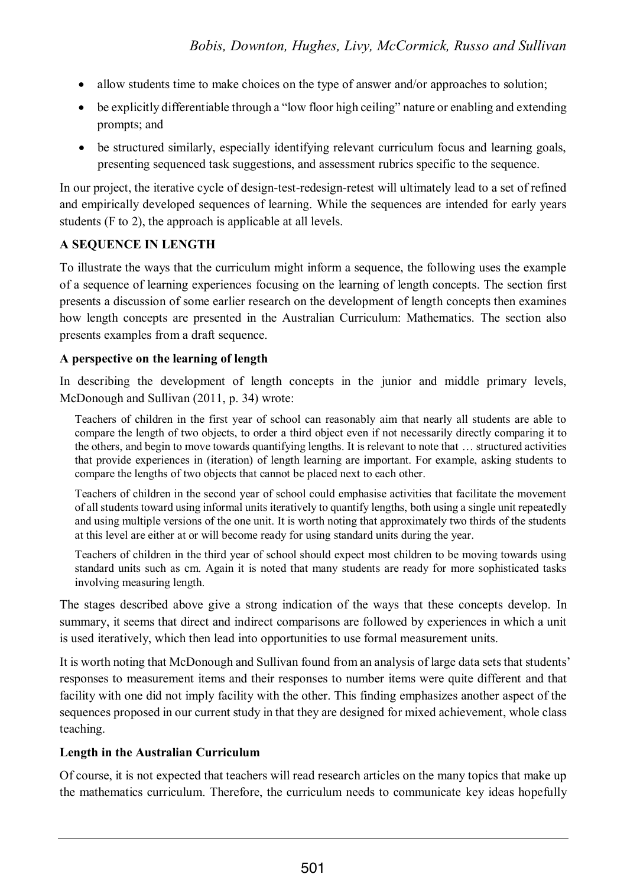- allow students time to make choices on the type of answer and/or approaches to solution;
- be explicitly differentiable through a "low floor high ceiling" nature or enabling and extending prompts; and
- be structured similarly, especially identifying relevant curriculum focus and learning goals, presenting sequenced task suggestions, and assessment rubrics specific to the sequence.

In our project, the iterative cycle of design-test-redesign-retest will ultimately lead to a set of refined and empirically developed sequences of learning. While the sequences are intended for early years students (F to 2), the approach is applicable at all levels.

## A SEQUENCE IN LENGTH

To illustrate the ways that the curriculum might inform a sequence, the following uses the example of a sequence of learning experiences focusing on the learning of length concepts. The section first presents a discussion of some earlier research on the development of length concepts then examines how length concepts are presented in the Australian Curriculum: Mathematics. The section also presents examples from a draft sequence.

### A perspective on the learning of length

In describing the development of length concepts in the junior and middle primary levels, McDonough and Sullivan (2011, p. 34) wrote:

> Teachers of children in the first year of school can reasonably aim that nearly all students are able to compare the length of two objects, to order a third object even if not necessarily directly comparing it to the others, and begin to move towards quantifying lengths. It is relevant to note that … structured activities that provide experiences in (iteration) of length learning are important. For example, asking students to compare the lengths of two objects that cannot be placed next to each other.
>
> Teachers of children in the second year of school could emphasise activities that facilitate the movement of all students toward using informal units iteratively to quantify lengths, both using a single unit repeatedly and using multiple versions of the one unit. It is worth noting that approximately two thirds of the students at this level are either at or will become ready for using standard units during the year.
>
> Teachers of children in the third year of school should expect most children to be moving towards using standard units such as cm. Again it is noted that many students are ready for more sophisticated tasks involving measuring length.

The stages described above give a strong indication of the ways that these concepts develop. In summary, it seems that direct and indirect comparisons are followed by experiences in which a unit is used iteratively, which then lead into opportunities to use formal measurement units.

It is worth noting that McDonough and Sullivan found from an analysis of large data sets that students' responses to measurement items and their responses to number items were quite different and that facility with one did not imply facility with the other. This finding emphasizes another aspect of the sequences proposed in our current study in that they are designed for mixed achievement, whole class teaching.

### Length in the Australian Curriculum

Of course, it is not expected that teachers will read research articles on the many topics that make up the mathematics curriculum. Therefore, the curriculum needs to communicate key ideas hopefully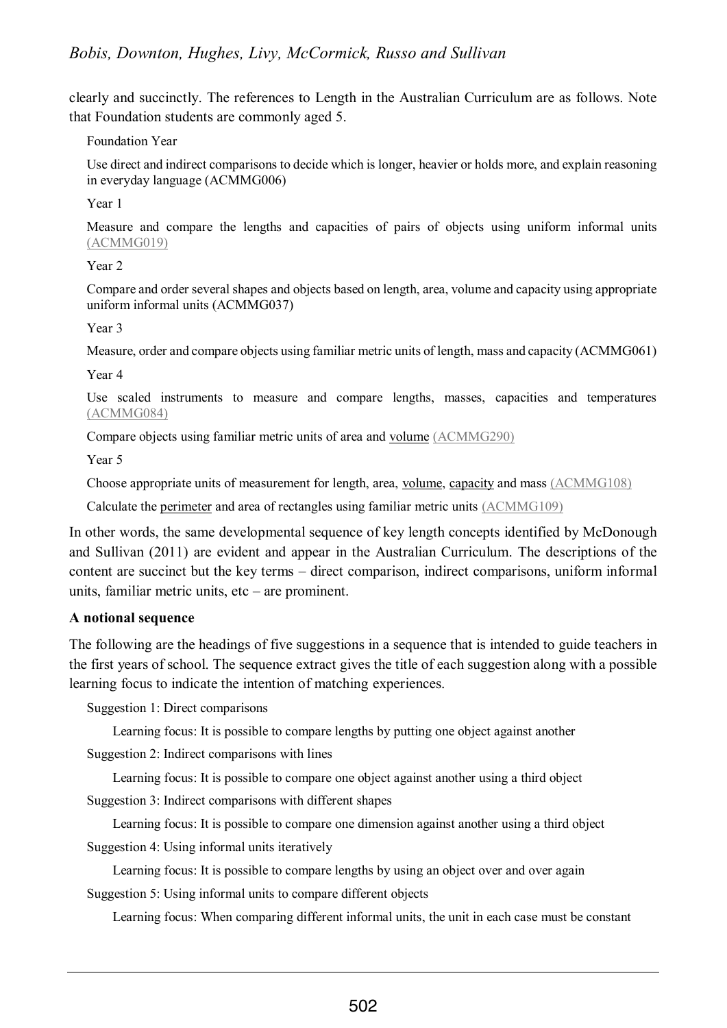clearly and succinctly. The references to Length in the Australian Curriculum are as follows. Note that Foundation students are commonly aged 5.

Foundation Year

Use direct and indirect comparisons to decide which is longer, heavier or holds more, and explain reasoning in everyday language (ACMMG006)

Year 1

Measure and compare the lengths and capacities of pairs of objects using uniform informal units (ACMMG019)

Year 2

Compare and order several shapes and objects based on length, area, volume and capacity using appropriate uniform informal units (ACMMG037)

Year 3

Measure, order and compare objects using familiar metric units of length, mass and capacity (ACMMG061)

Year 4

Use scaled instruments to measure and compare lengths, masses, capacities and temperatures (ACMMG084)

Compare objects using familiar metric units of area and volume (ACMMG290)

Year 5

Choose appropriate units of measurement for length, area, volume, capacity and mass (ACMMG108)

Calculate the perimeter and area of rectangles using familiar metric units (ACMMG109)

In other words, the same developmental sequence of key length concepts identified by McDonough and Sullivan (2011) are evident and appear in the Australian Curriculum. The descriptions of the content are succinct but the key terms – direct comparison, indirect comparisons, uniform informal units, familiar metric units, etc – are prominent.

**A notional sequence**

The following are the headings of five suggestions in a sequence that is intended to guide teachers in the first years of school. The sequence extract gives the title of each suggestion along with a possible learning focus to indicate the intention of matching experiences.

Suggestion 1: Direct comparisons

Learning focus: It is possible to compare lengths by putting one object against another

Suggestion 2: Indirect comparisons with lines

Learning focus: It is possible to compare one object against another using a third object

Suggestion 3: Indirect comparisons with different shapes

Learning focus: It is possible to compare one dimension against another using a third object

Suggestion 4: Using informal units iteratively

Learning focus: It is possible to compare lengths by using an object over and over again

Suggestion 5: Using informal units to compare different objects

Learning focus: When comparing different informal units, the unit in each case must be constant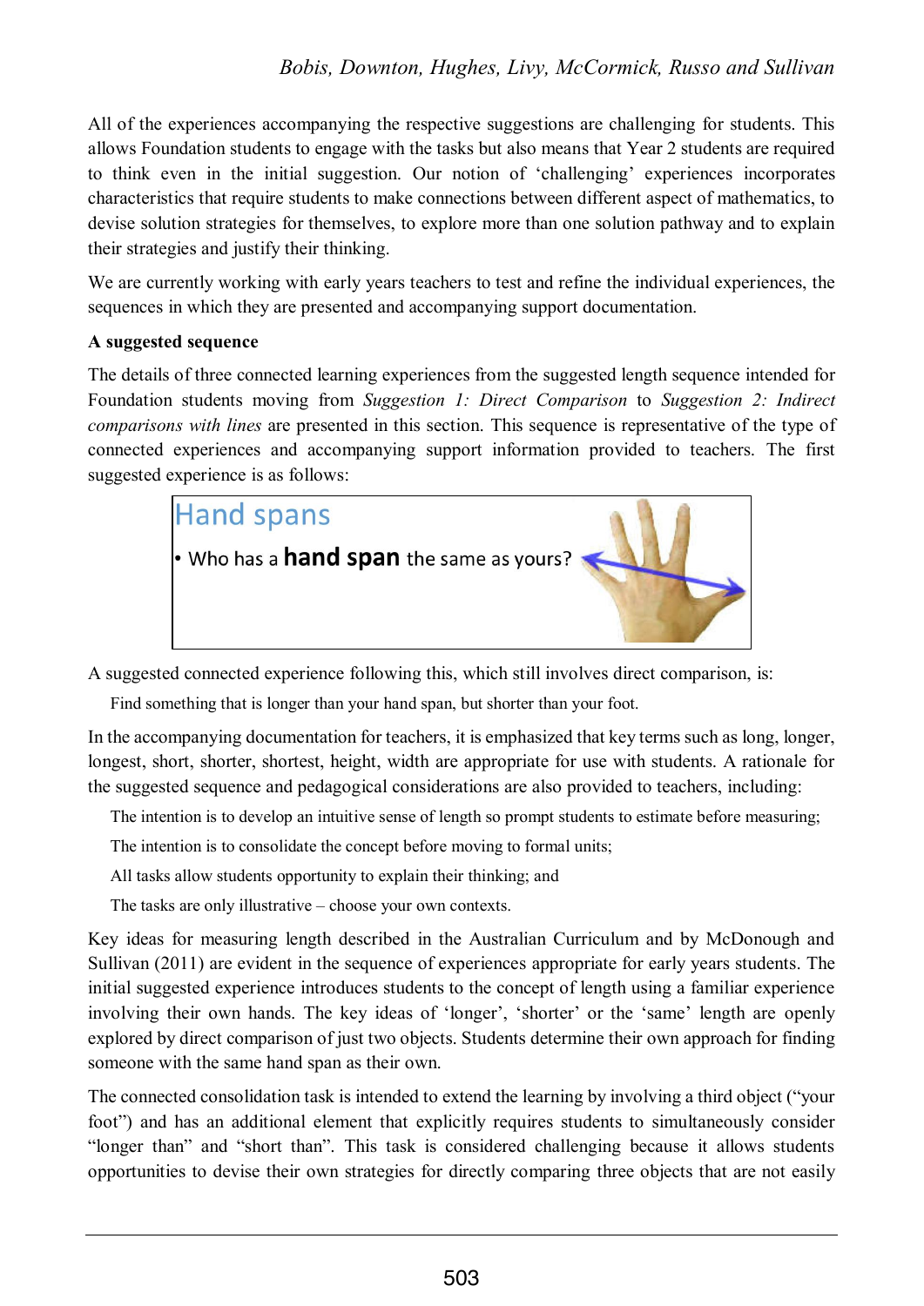All of the experiences accompanying the respective suggestions are challenging for students. This allows Foundation students to engage with the tasks but also means that Year 2 students are required to think even in the initial suggestion. Our notion of 'challenging' experiences incorporates characteristics that require students to make connections between different aspect of mathematics, to devise solution strategies for themselves, to explore more than one solution pathway and to explain their strategies and justify their thinking.

We are currently working with early years teachers to test and refine the individual experiences, the sequences in which they are presented and accompanying support documentation.

**A suggested sequence**

The details of three connected learning experiences from the suggested length sequence intended for Foundation students moving from *Suggestion 1: Direct Comparison* to *Suggestion 2: Indirect comparisons with lines* are presented in this section. This sequence is representative of the type of connected experiences and accompanying support information provided to teachers. The first suggested experience is as follows:

> ## Hand spans
> - Who has a **hand span** the same as yours?

A suggested connected experience following this, which still involves direct comparison, is:

> Find something that is longer than your hand span, but shorter than your foot.

In the accompanying documentation for teachers, it is emphasized that key terms such as long, longer, longest, short, shorter, shortest, height, width are appropriate for use with students. A rationale for the suggested sequence and pedagogical considerations are also provided to teachers, including:

> The intention is to develop an intuitive sense of length so prompt students to estimate before measuring;
>
> The intention is to consolidate the concept before moving to formal units;
>
> All tasks allow students opportunity to explain their thinking; and
>
> The tasks are only illustrative – choose your own contexts.

Key ideas for measuring length described in the Australian Curriculum and by McDonough and Sullivan (2011) are evident in the sequence of experiences appropriate for early years students. The initial suggested experience introduces students to the concept of length using a familiar experience involving their own hands. The key ideas of 'longer', 'shorter' or the 'same' length are openly explored by direct comparison of just two objects. Students determine their own approach for finding someone with the same hand span as their own.

The connected consolidation task is intended to extend the learning by involving a third object ("your foot") and has an additional element that explicitly requires students to simultaneously consider "longer than" and "short than". This task is considered challenging because it allows students opportunities to devise their own strategies for directly comparing three objects that are not easily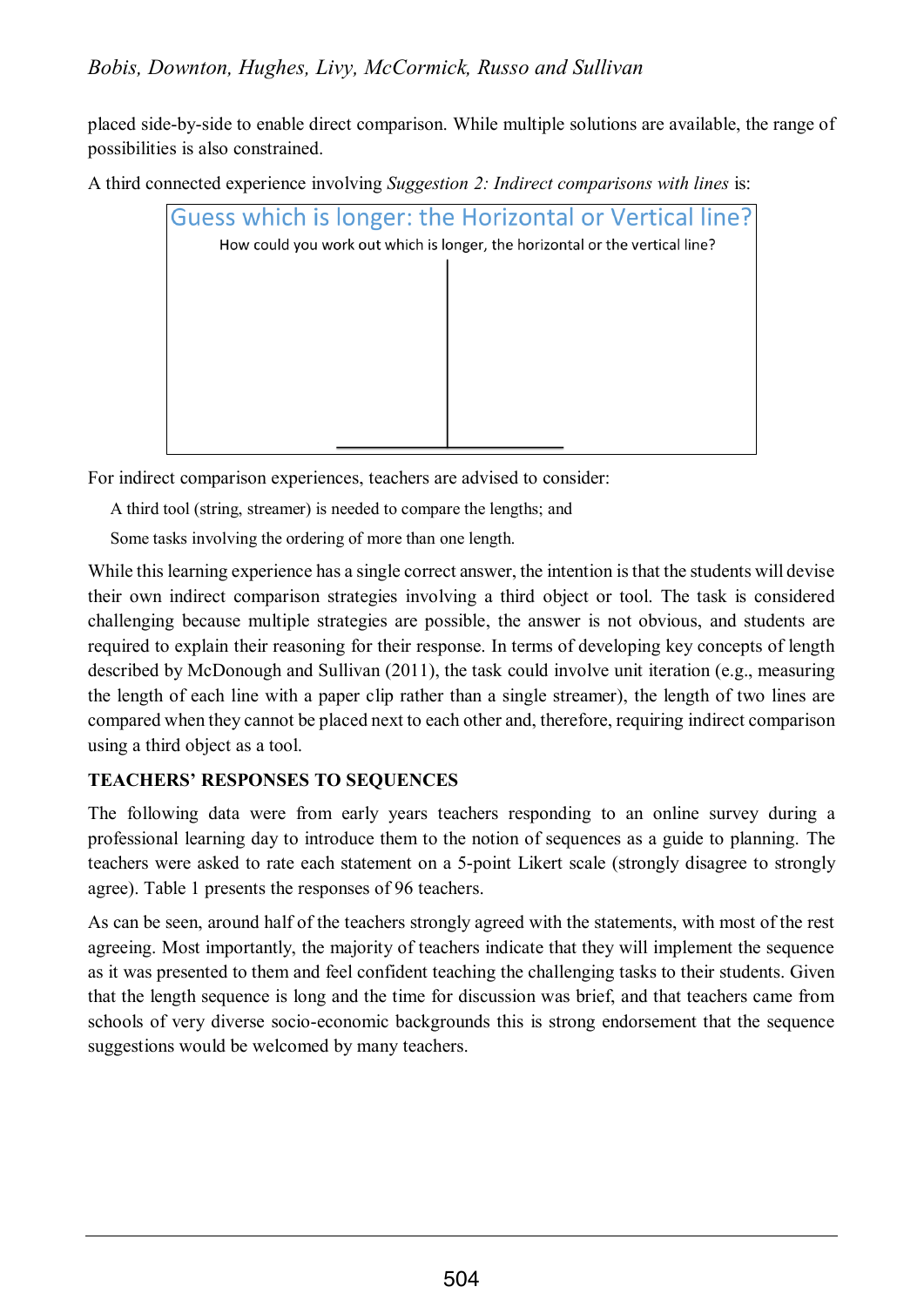placed side-by-side to enable direct comparison. While multiple solutions are available, the range of possibilities is also constrained.

A third connected experience involving *Suggestion 2: Indirect comparisons with lines* is:

Guess which is longer: the Horizontal or Vertical line?

How could you work out which is longer, the horizontal or the vertical line?

For indirect comparison experiences, teachers are advised to consider:

A third tool (string, streamer) is needed to compare the lengths; and

Some tasks involving the ordering of more than one length.

While this learning experience has a single correct answer, the intention is that the students will devise their own indirect comparison strategies involving a third object or tool. The task is considered challenging because multiple strategies are possible, the answer is not obvious, and students are required to explain their reasoning for their response. In terms of developing key concepts of length described by McDonough and Sullivan (2011), the task could involve unit iteration (e.g., measuring the length of each line with a paper clip rather than a single streamer), the length of two lines are compared when they cannot be placed next to each other and, therefore, requiring indirect comparison using a third object as a tool.

## TEACHERS' RESPONSES TO SEQUENCES

The following data were from early years teachers responding to an online survey during a professional learning day to introduce them to the notion of sequences as a guide to planning. The teachers were asked to rate each statement on a 5-point Likert scale (strongly disagree to strongly agree). Table 1 presents the responses of 96 teachers.

As can be seen, around half of the teachers strongly agreed with the statements, with most of the rest agreeing. Most importantly, the majority of teachers indicate that they will implement the sequence as it was presented to them and feel confident teaching the challenging tasks to their students. Given that the length sequence is long and the time for discussion was brief, and that teachers came from schools of very diverse socio-economic backgrounds this is strong endorsement that the sequence suggestions would be welcomed by many teachers.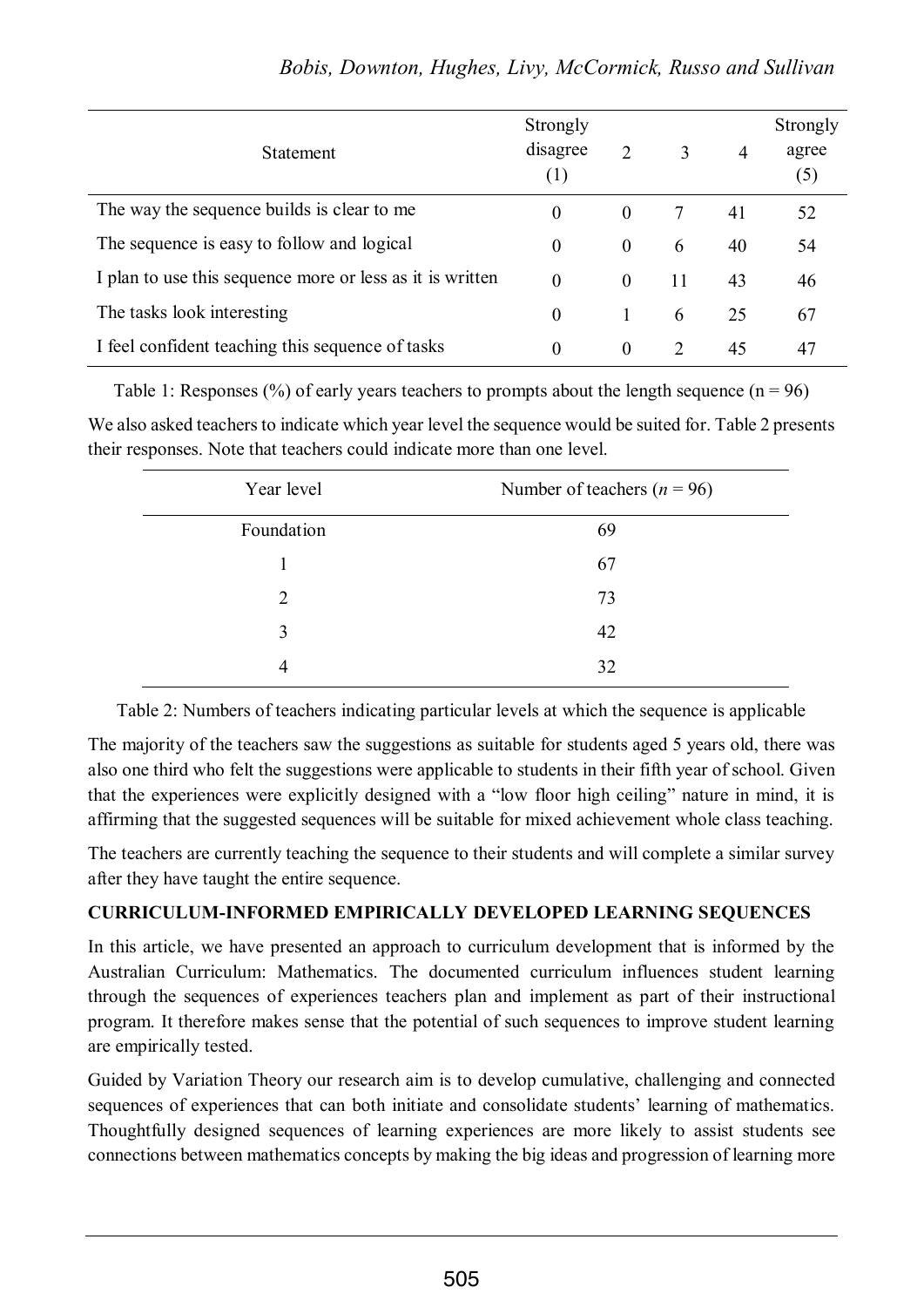| Statement | Strongly disagree (1) | 2 | 3 | 4 | Strongly agree (5) |
|---|---|---|---|---|---|
| The way the sequence builds is clear to me | 0 | 0 | 7 | 41 | 52 |
| The sequence is easy to follow and logical | 0 | 0 | 6 | 40 | 54 |
| I plan to use this sequence more or less as it is written | 0 | 0 | 11 | 43 | 46 |
| The tasks look interesting | 0 | 1 | 6 | 25 | 67 |
| I feel confident teaching this sequence of tasks | 0 | 0 | 2 | 45 | 47 |

Table 1: Responses (%) of early years teachers to prompts about the length sequence (n = 96)

We also asked teachers to indicate which year level the sequence would be suited for. Table 2 presents their responses. Note that teachers could indicate more than one level.

| Year level | Number of teachers (*n* = 96) |
|---|---|
| Foundation | 69 |
| 1 | 67 |
| 2 | 73 |
| 3 | 42 |
| 4 | 32 |

Table 2: Numbers of teachers indicating particular levels at which the sequence is applicable

The majority of the teachers saw the suggestions as suitable for students aged 5 years old, there was also one third who felt the suggestions were applicable to students in their fifth year of school. Given that the experiences were explicitly designed with a "low floor high ceiling" nature in mind, it is affirming that the suggested sequences will be suitable for mixed achievement whole class teaching.

The teachers are currently teaching the sequence to their students and will complete a similar survey after they have taught the entire sequence.

## CURRICULUM-INFORMED EMPIRICALLY DEVELOPED LEARNING SEQUENCES

In this article, we have presented an approach to curriculum development that is informed by the Australian Curriculum: Mathematics. The documented curriculum influences student learning through the sequences of experiences teachers plan and implement as part of their instructional program. It therefore makes sense that the potential of such sequences to improve student learning are empirically tested.

Guided by Variation Theory our research aim is to develop cumulative, challenging and connected sequences of experiences that can both initiate and consolidate students' learning of mathematics. Thoughtfully designed sequences of learning experiences are more likely to assist students see connections between mathematics concepts by making the big ideas and progression of learning more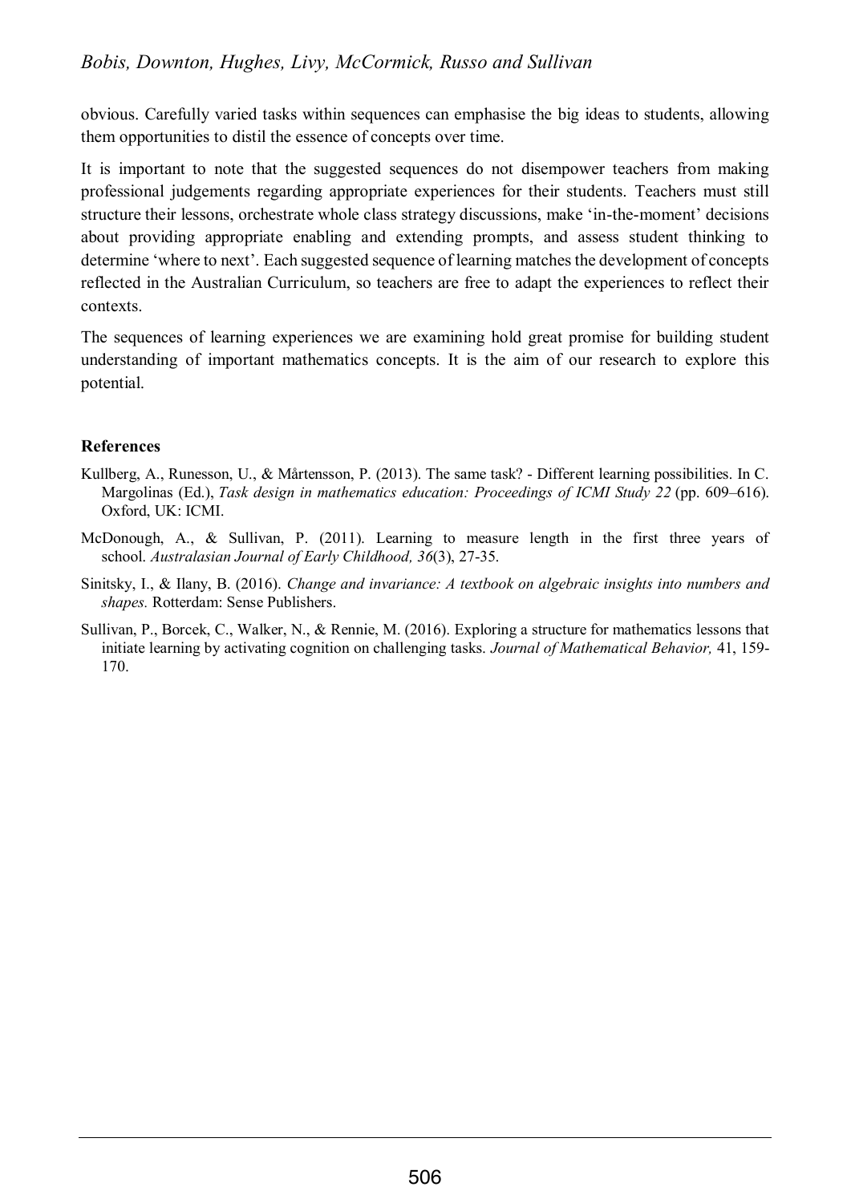obvious. Carefully varied tasks within sequences can emphasise the big ideas to students, allowing them opportunities to distil the essence of concepts over time.

It is important to note that the suggested sequences do not disempower teachers from making professional judgements regarding appropriate experiences for their students. Teachers must still structure their lessons, orchestrate whole class strategy discussions, make 'in-the-moment' decisions about providing appropriate enabling and extending prompts, and assess student thinking to determine 'where to next'. Each suggested sequence of learning matches the development of concepts reflected in the Australian Curriculum, so teachers are free to adapt the experiences to reflect their contexts.

The sequences of learning experiences we are examining hold great promise for building student understanding of important mathematics concepts. It is the aim of our research to explore this potential.

**References**

Kullberg, A., Runesson, U., & Mårtensson, P. (2013). The same task? - Different learning possibilities. In C. Margolinas (Ed.), *Task design in mathematics education: Proceedings of ICMI Study 22* (pp. 609–616). Oxford, UK: ICMI.

McDonough, A., & Sullivan, P. (2011). Learning to measure length in the first three years of school. *Australasian Journal of Early Childhood, 36*(3), 27-35.

Sinitsky, I., & Ilany, B. (2016). *Change and invariance: A textbook on algebraic insights into numbers and shapes.* Rotterdam: Sense Publishers.

Sullivan, P., Borcek, C., Walker, N., & Rennie, M. (2016). Exploring a structure for mathematics lessons that initiate learning by activating cognition on challenging tasks. *Journal of Mathematical Behavior,* 41, 159-170.